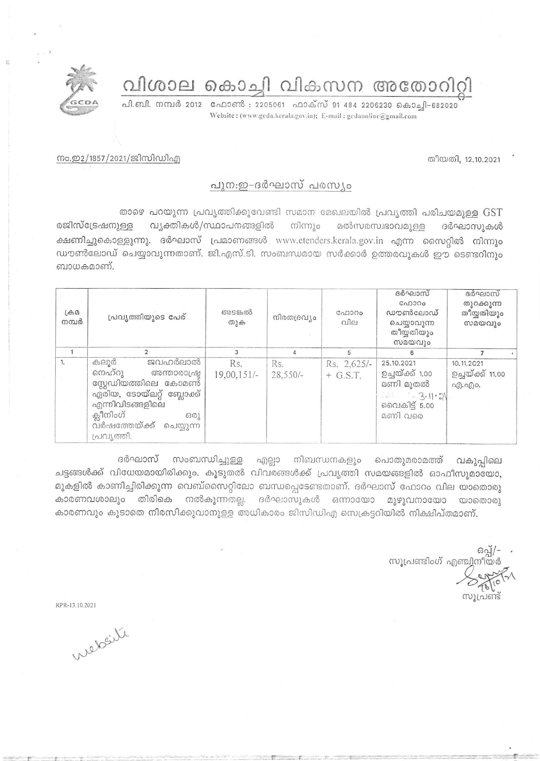# വിശാല കൊച്ചി വികസന അതോറിറ്റി

പി.ബി. നമ്പർ 2012 ഫോൺ : 2205061 ഫാക്സ് 91 484 2206230 കൊച്ചി-682020
Website : (www.gcda.kerala.gov.in); E-mail : gcdaonline@gmail.com

നം.ഇ2/1857/2021/ജിസിഡിഎ

തീയതി, 12.10.2021

## പുന:ഇ-ദർഘാസ് പരസ്യം

താഴെ പറയുന്ന പ്രവൃത്തിക്കുവേണ്ടി സമാന മേഖലയിൽ പ്രവൃത്തി പരിചയമുള്ള GST രജിസ്ട്രേഷനുള്ള വ്യക്തികൾ/സ്ഥാപനങ്ങളിൽ നിന്നും മൽസരസ്വഭാവമുള്ള ദർഘാസുകൾ ക്ഷണിച്ചുകൊള്ളുന്നു. ദർഘാസ് പ്രമാണങ്ങൾ www.etenders.kerala.gov.in എന്ന സൈറ്റിൽ നിന്നും ഡൗൺലോഡ് ചെയ്യാവുന്നതാണ്. ജി.എസ്.ടി. സംബന്ധമായ സർക്കാർ ഉത്തരവുകൾ ഈ ടെണ്ടറിനും ബാധകമാണ്.

| ക്രമ നമ്പർ | പ്രവൃത്തിയുടെ പേര് | അടങ്കൽ തുക | നിരതദ്രവ്യം | ഫോറം വില | ദർഘാസ് ഫോറം ഡൗൺലോഡ് ചെയ്യാവുന്ന തീയ്യതിയും സമയവും | ദർഘാസ് തുറക്കുന്ന തീയ്യതിയും സമയവും |
|---|---|---|---|---|---|---|
| 1 | 2 | 3 | 4 | 5 | 6 | 7 |
| 1. | കലൂർ ജവഹർലാൽ നെഹ്റു അന്താരാഷ്ട്ര സ്റ്റേഡിയത്തിലെ കോമൺ ഏരിയ, ടോയ്ലറ്റ് ബ്ലോക്ക് എന്നിവിടങ്ങളിലെ ക്ലീനിംഗ് ഒരു വർഷത്തേയ്ക്ക് ചെയ്യുന്ന പ്രവൃത്തി. | Rs. 19,00,151/- | Rs. 28,550/- | Rs. 2,625/- + G.S.T. | 25.10.2021 ഉച്ചയ്ക്ക് 1.00 മണി മുതൽ 3.11.21 വൈകിട്ട് 5.00 മണി വരെ | 10.11.2021 ഉച്ചയ്ക്ക് 11.00 എ.എം. |

ദർഘാസ് സംബന്ധിച്ചുള്ള എല്ലാ നിബന്ധനകളും പൊതുമരാമത്ത് വകുപ്പിലെ ചട്ടങ്ങൾക്ക് വിധേയമായിരിക്കും. കൂടുതൽ വിവരങ്ങൾക്ക് പ്രവൃത്തി സമയങ്ങളിൽ ഓഫീസുമായോ, മുകളിൽ കാണിച്ചിരിക്കുന്ന വെബ്സൈറ്റിലോ ബന്ധപ്പെടേണ്ടതാണ്. ദർഘാസ് ഫോറം വില യാതൊരു കാരണവശാലും തിരികെ നൽകുന്നതല്ല. ദർഘാസുകൾ ഒന്നായോ മുഴുവനായോ യാതൊരു കാരണവും കൂടാതെ നിരസിക്കുവാനുള്ള അധികാരം ജിസിഡിഎ സെക്രട്ടറിയിൽ നിക്ഷിപ്തമാണ്.

ഒപ്പ്/-
സൂപ്രണ്ടിംഗ് എഞ്ചിനീയർ

സൂപ്രണ്ട്

RPR-13.10.2021

website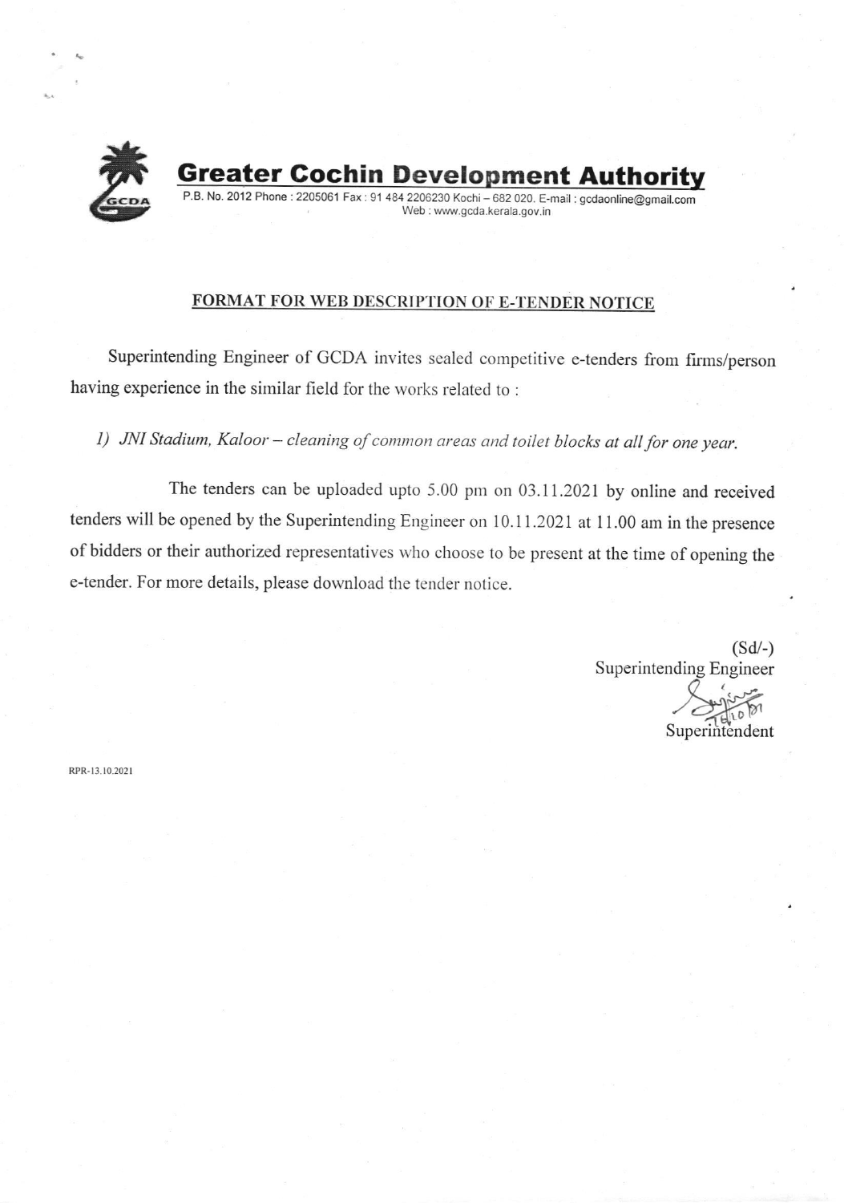# Greater Cochin Development Authority

P.B. No. 2012 Phone : 2205061 Fax : 91 484 2206230 Kochi – 682 020. E-mail : gcdaonline@gmail.com
Web : www.gcda.kerala.gov.in

## FORMAT FOR WEB DESCRIPTION OF E-TENDER NOTICE

Superintending Engineer of GCDA invites sealed competitive e-tenders from firms/person having experience in the similar field for the works related to :

1) *JNI Stadium, Kaloor – cleaning of common areas and toilet blocks at all for one year.*

The tenders can be uploaded upto 5.00 pm on 03.11.2021 by online and received tenders will be opened by the Superintending Engineer on 10.11.2021 at 11.00 am in the presence of bidders or their authorized representatives who choose to be present at the time of opening the e-tender. For more details, please download the tender notice.

(Sd/-)
Superintending Engineer

Superintendent

RPR-13.10.2021